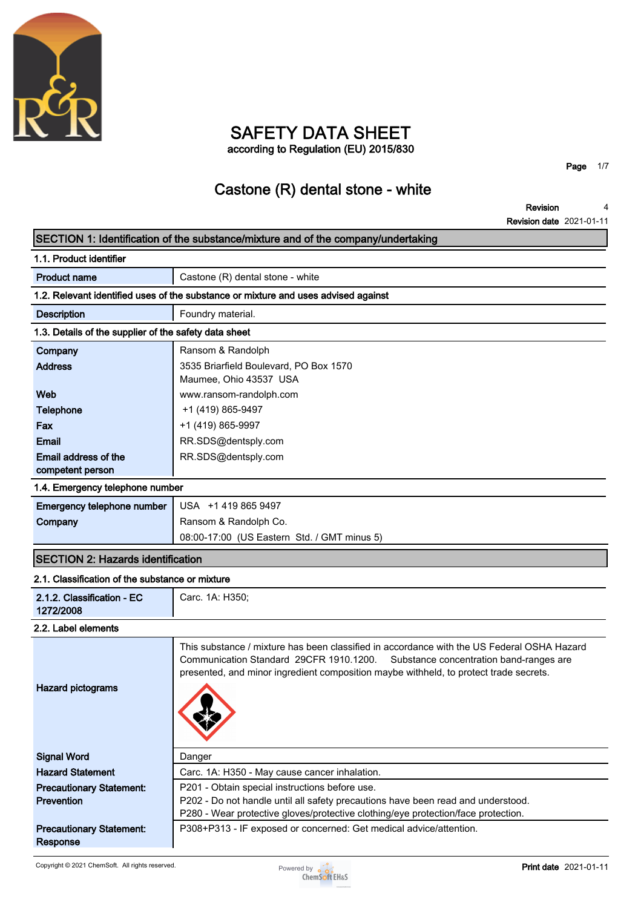# SAFETY DATA SHEET

according to Regulation (EU) 2015/830

## Castone (R) dental stone - white

**Revision** 4

**Revision date** 2021-01-11

## SECTION 1: Identification of the substance/mixture and of the company/undertaking

### 1.1. Product identifier

| | |
|---|---|
| **Product name** | Castone (R) dental stone - white |

### 1.2. Relevant identified uses of the substance or mixture and uses advised against

| | |
|---|---|
| **Description** | Foundry material. |

### 1.3. Details of the supplier of the safety data sheet

| | |
|---|---|
| **Company** | Ransom & Randolph |
| **Address** | 3535 Briarfield Boulevard, PO Box 1570<br>Maumee, Ohio 43537 USA |
| **Web** | www.ransom-randolph.com |
| **Telephone** | +1 (419) 865-9497 |
| **Fax** | +1 (419) 865-9997 |
| **Email** | RR.SDS@dentsply.com |
| **Email address of the competent person** | RR.SDS@dentsply.com |

### 1.4. Emergency telephone number

| | |
|---|---|
| **Emergency telephone number** | USA +1 419 865 9497 |
| **Company** | Ransom & Randolph Co.<br>08:00-17:00 (US Eastern Std. / GMT minus 5) |

## SECTION 2: Hazards identification

### 2.1. Classification of the substance or mixture

| | |
|---|---|
| **2.1.2. Classification - EC 1272/2008** | Carc. 1A: H350; |

### 2.2. Label elements

| | |
|---|---|
| **Hazard pictograms** | This substance / mixture has been classified in accordance with the US Federal OSHA Hazard Communication Standard 29CFR 1910.1200. Substance concentration band-ranges are presented, and minor ingredient composition maybe withheld, to protect trade secrets. |
| **Signal Word** | Danger |
| **Hazard Statement** | Carc. 1A: H350 - May cause cancer inhalation. |
| **Precautionary Statement: Prevention** | P201 - Obtain special instructions before use.<br>P202 - Do not handle until all safety precautions have been read and understood.<br>P280 - Wear protective gloves/protective clothing/eye protection/face protection. |
| **Precautionary Statement: Response** | P308+P313 - IF exposed or concerned: Get medical advice/attention. |

Copyright © 2021 ChemSoft. All rights reserved.

**Print date** 2021-01-11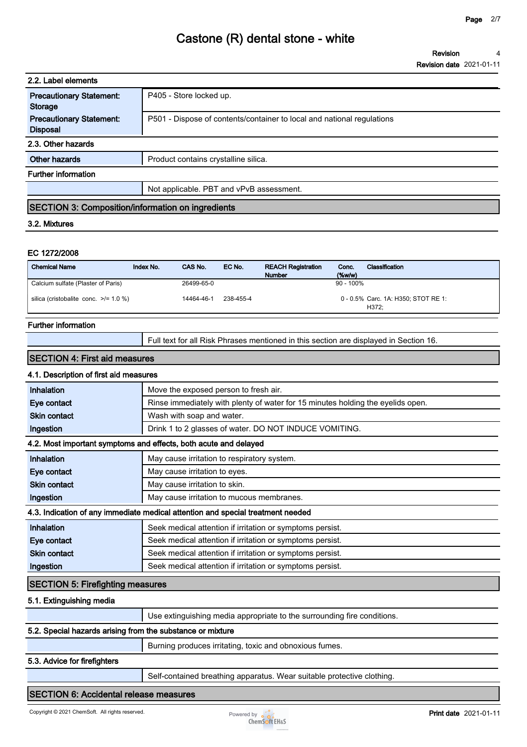### 2.2. Label elements

| | |
|---|---|
| **Precautionary Statement: Storage** | P405 - Store locked up. |
| **Precautionary Statement: Disposal** | P501 - Dispose of contents/container to local and national regulations |

### 2.3. Other hazards

| | |
|---|---|
| **Other hazards** | Product contains crystalline silica. |

### Further information

| | |
|---|---|
| | Not applicable. PBT and vPvB assessment. |

## SECTION 3: Composition/information on ingredients

### 3.2. Mixtures

**EC 1272/2008**

| Chemical Name | Index No. | CAS No. | EC No. | REACH Registration Number | Conc. (%w/w) | Classification |
|---|---|---|---|---|---|---|
| Calcium sulfate (Plaster of Paris) | | 26499-65-0 | | | 90 - 100% | |
| silica (cristobalite conc. >/= 1.0 %) | | 14464-46-1 | 238-455-4 | | 0 - 0.5% | Carc. 1A: H350; STOT RE 1: H372; |

### Further information

| | |
|---|---|
| | Full text for all Risk Phrases mentioned in this section are displayed in Section 16. |

## SECTION 4: First aid measures

### 4.1. Description of first aid measures

| | |
|---|---|
| **Inhalation** | Move the exposed person to fresh air. |
| **Eye contact** | Rinse immediately with plenty of water for 15 minutes holding the eyelids open. |
| **Skin contact** | Wash with soap and water. |
| **Ingestion** | Drink 1 to 2 glasses of water. DO NOT INDUCE VOMITING. |

### 4.2. Most important symptoms and effects, both acute and delayed

| | |
|---|---|
| **Inhalation** | May cause irritation to respiratory system. |
| **Eye contact** | May cause irritation to eyes. |
| **Skin contact** | May cause irritation to skin. |
| **Ingestion** | May cause irritation to mucous membranes. |

### 4.3. Indication of any immediate medical attention and special treatment needed

| | |
|---|---|
| **Inhalation** | Seek medical attention if irritation or symptoms persist. |
| **Eye contact** | Seek medical attention if irritation or symptoms persist. |
| **Skin contact** | Seek medical attention if irritation or symptoms persist. |
| **Ingestion** | Seek medical attention if irritation or symptoms persist. |

## SECTION 5: Firefighting measures

### 5.1. Extinguishing media

| | |
|---|---|
| | Use extinguishing media appropriate to the surrounding fire conditions. |

### 5.2. Special hazards arising from the substance or mixture

| | |
|---|---|
| | Burning produces irritating, toxic and obnoxious fumes. |

### 5.3. Advice for firefighters

| | |
|---|---|
| | Self-contained breathing apparatus. Wear suitable protective clothing. |

## SECTION 6: Accidental release measures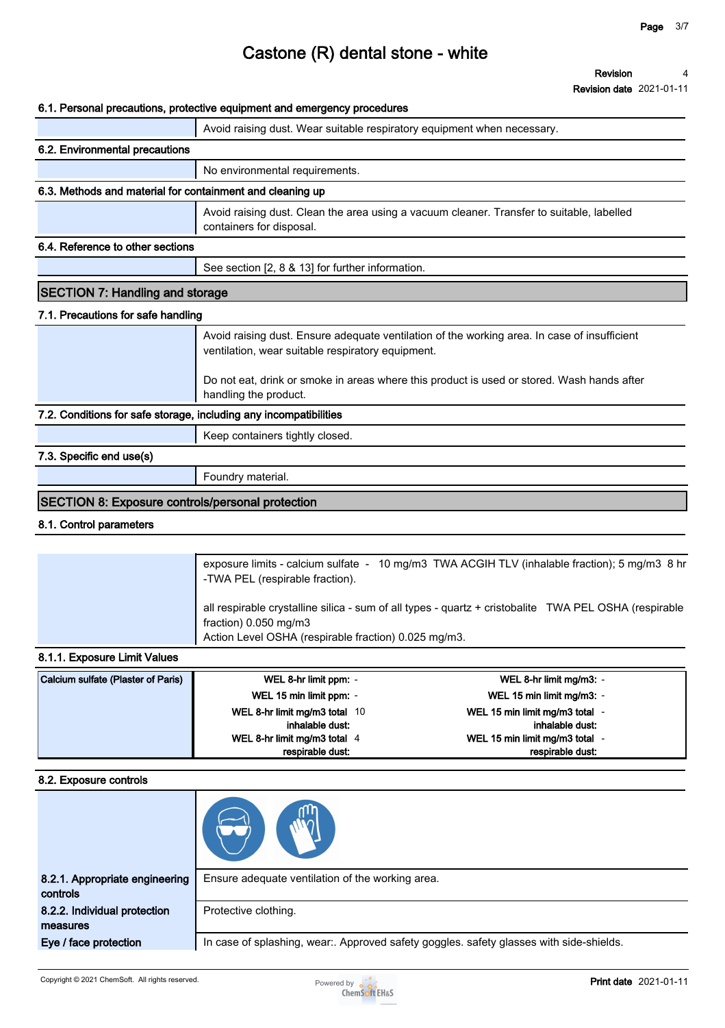#### 6.1. Personal precautions, protective equipment and emergency procedures

Avoid raising dust. Wear suitable respiratory equipment when necessary.

#### 6.2. Environmental precautions

No environmental requirements.

#### 6.3. Methods and material for containment and cleaning up

Avoid raising dust. Clean the area using a vacuum cleaner. Transfer to suitable, labelled containers for disposal.

#### 6.4. Reference to other sections

See section [2, 8 & 13] for further information.

## SECTION 7: Handling and storage

#### 7.1. Precautions for safe handling

Avoid raising dust. Ensure adequate ventilation of the working area. In case of insufficient ventilation, wear suitable respiratory equipment.

Do not eat, drink or smoke in areas where this product is used or stored. Wash hands after handling the product.

#### 7.2. Conditions for safe storage, including any incompatibilities

Keep containers tightly closed.

#### 7.3. Specific end use(s)

Foundry material.

## SECTION 8: Exposure controls/personal protection

#### 8.1. Control parameters

exposure limits - calcium sulfate - 10 mg/m3 TWA ACGIH TLV (inhalable fraction); 5 mg/m3 8 hr -TWA PEL (respirable fraction).

all respirable crystalline silica - sum of all types - quartz + cristobalite TWA PEL OSHA (respirable fraction) 0.050 mg/m3
Action Level OSHA (respirable fraction) 0.025 mg/m3.

#### 8.1.1. Exposure Limit Values

| Calcium sulfate (Plaster of Paris) | | | | |
|---|---|---|---|---|
| | WEL 8-hr limit ppm: | - | WEL 8-hr limit mg/m3: | - |
| | WEL 15 min limit ppm: | - | WEL 15 min limit mg/m3: | - |
| | WEL 8-hr limit mg/m3 total inhalable dust: | 10 | WEL 15 min limit mg/m3 total inhalable dust: | - |
| | WEL 8-hr limit mg/m3 total respirable dust: | 4 | WEL 15 min limit mg/m3 total respirable dust: | - |

#### 8.2. Exposure controls

**8.2.1. Appropriate engineering controls**

Ensure adequate ventilation of the working area.

**8.2.2. Individual protection measures**

Protective clothing.

**Eye / face protection**

In case of splashing, wear:. Approved safety goggles. safety glasses with side-shields.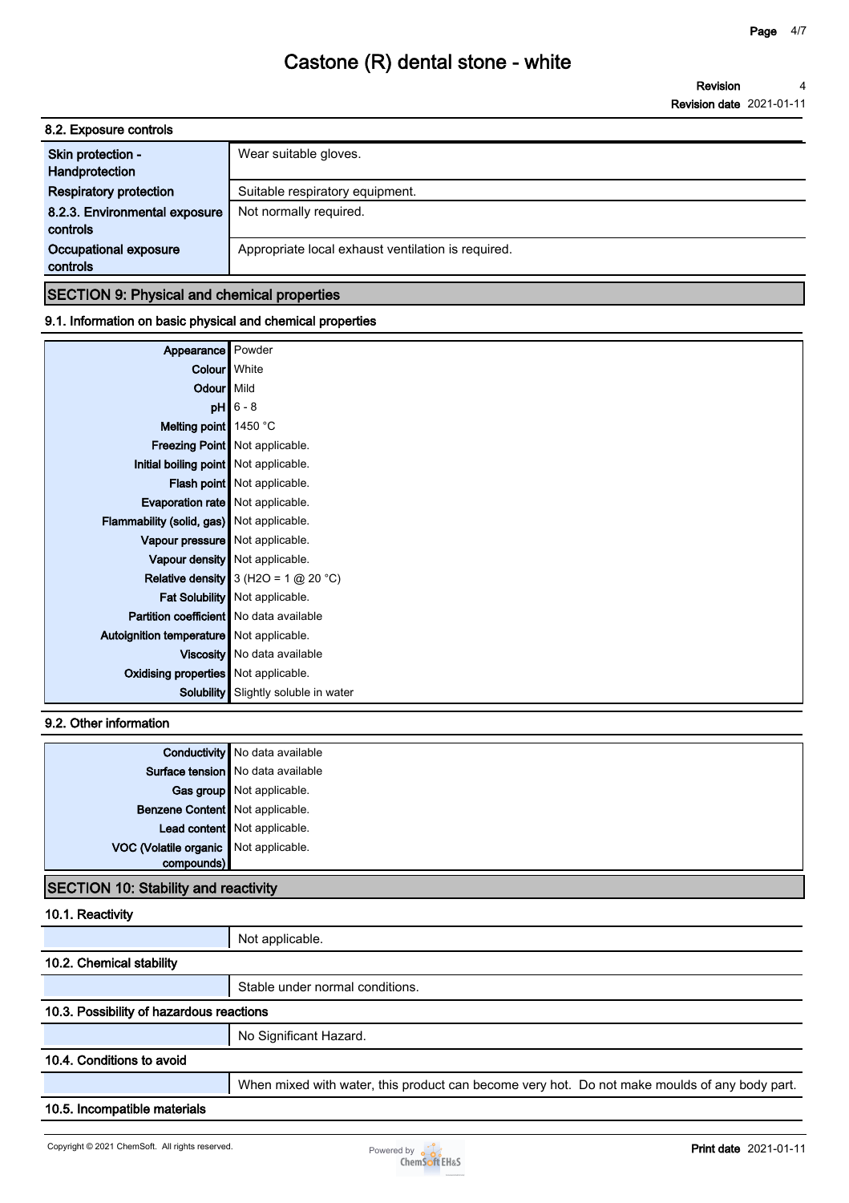## 8.2. Exposure controls

| | |
|---|---|
| Skin protection - Handprotection | Wear suitable gloves. |
| Respiratory protection | Suitable respiratory equipment. |
| 8.2.3. Environmental exposure controls | Not normally required. |
| Occupational exposure controls | Appropriate local exhaust ventilation is required. |

## SECTION 9: Physical and chemical properties

### 9.1. Information on basic physical and chemical properties

| | |
|---|---|
| Appearance | Powder |
| Colour | White |
| Odour | Mild |
| pH | 6 - 8 |
| Melting point | 1450 °C |
| Freezing Point | Not applicable. |
| Initial boiling point | Not applicable. |
| Flash point | Not applicable. |
| Evaporation rate | Not applicable. |
| Flammability (solid, gas) | Not applicable. |
| Vapour pressure | Not applicable. |
| Vapour density | Not applicable. |
| Relative density | 3 ($H_2O$ = 1 @ 20 °C) |
| Fat Solubility | Not applicable. |
| Partition coefficient | No data available |
| Autoignition temperature | Not applicable. |
| Viscosity | No data available |
| Oxidising properties | Not applicable. |
| Solubility | Slightly soluble in water |

### 9.2. Other information

| | |
|---|---|
| Conductivity | No data available |
| Surface tension | No data available |
| Gas group | Not applicable. |
| Benzene Content | Not applicable. |
| Lead content | Not applicable. |
| VOC (Volatile organic compounds) | Not applicable. |

## SECTION 10: Stability and reactivity

### 10.1. Reactivity

Not applicable.

### 10.2. Chemical stability

Stable under normal conditions.

### 10.3. Possibility of hazardous reactions

No Significant Hazard.

### 10.4. Conditions to avoid

When mixed with water, this product can become very hot. Do not make moulds of any body part.

### 10.5. Incompatible materials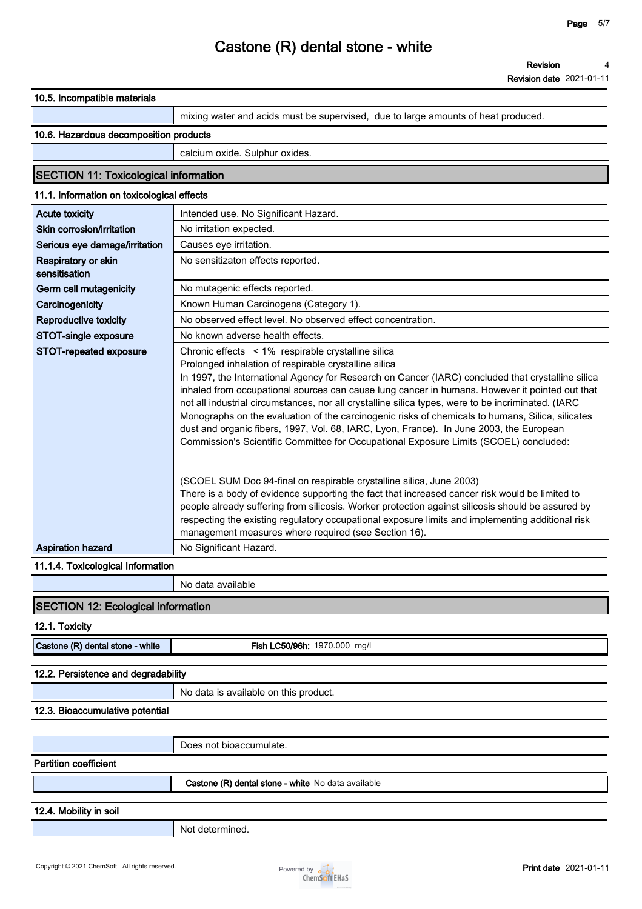# Castone (R) dental stone - white

**Revision** 4
**Revision date** 2021-01-11

### 10.5. Incompatible materials

| | |
|---|---|
| | mixing water and acids must be supervised, due to large amounts of heat produced. |

### 10.6. Hazardous decomposition products

| | |
|---|---|
| | calcium oxide. Sulphur oxides. |

## SECTION 11: Toxicological information

### 11.1. Information on toxicological effects

| | |
|---|---|
| **Acute toxicity** | Intended use. No Significant Hazard. |
| **Skin corrosion/irritation** | No irritation expected. |
| **Serious eye damage/irritation** | Causes eye irritation. |
| **Respiratory or skin sensitisation** | No sensitizaton effects reported. |
| **Germ cell mutagenicity** | No mutagenic effects reported. |
| **Carcinogenicity** | Known Human Carcinogens (Category 1). |
| **Reproductive toxicity** | No observed effect level. No observed effect concentration. |
| **STOT-single exposure** | No known adverse health effects. |
| **STOT-repeated exposure** | Chronic effects < 1% respirable crystalline silica<br>Prolonged inhalation of respirable crystalline silica<br>In 1997, the International Agency for Research on Cancer (IARC) concluded that crystalline silica inhaled from occupational sources can cause lung cancer in humans. However it pointed out that not all industrial circumstances, nor all crystalline silica types, were to be incriminated. (IARC Monographs on the evaluation of the carcinogenic risks of chemicals to humans, Silica, silicates dust and organic fibers, 1997, Vol. 68, IARC, Lyon, France). In June 2003, the European Commission's Scientific Committee for Occupational Exposure Limits (SCOEL) concluded:<br><br>(SCOEL SUM Doc 94-final on respirable crystalline silica, June 2003)<br>There is a body of evidence supporting the fact that increased cancer risk would be limited to people already suffering from silicosis. Worker protection against silicosis should be assured by respecting the existing regulatory occupational exposure limits and implementing additional risk management measures where required (see Section 16). |
| **Aspiration hazard** | No Significant Hazard. |

### 11.1.4. Toxicological Information

| | |
|---|---|
| | No data available |

## SECTION 12: Ecological information

### 12.1. Toxicity

| | |
|---|---|
| **Castone (R) dental stone - white** | **Fish LC50/96h:** 1970.000 mg/l |

### 12.2. Persistence and degradability

| | |
|---|---|
| | No data is available on this product. |

### 12.3. Bioaccumulative potential

| | |
|---|---|
| | Does not bioaccumulate. |

**Partition coefficient**

| | |
|---|---|
| | **Castone (R) dental stone - white** No data available |

### 12.4. Mobility in soil

| | |
|---|---|
| | Not determined. |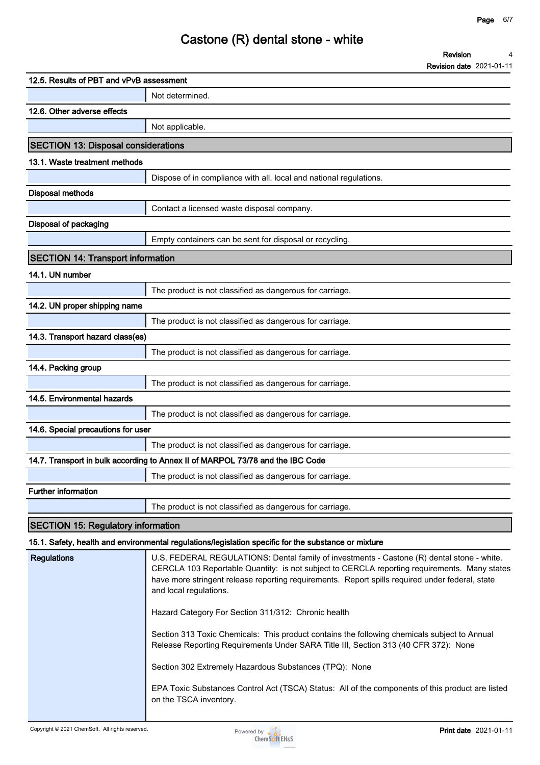#### 12.5. Results of PBT and vPvB assessment

Not determined.

#### 12.6. Other adverse effects

Not applicable.

## SECTION 13: Disposal considerations

#### 13.1. Waste treatment methods

Dispose of in compliance with all. local and national regulations.

#### Disposal methods

Contact a licensed waste disposal company.

#### Disposal of packaging

Empty containers can be sent for disposal or recycling.

## SECTION 14: Transport information

#### 14.1. UN number

The product is not classified as dangerous for carriage.

#### 14.2. UN proper shipping name

The product is not classified as dangerous for carriage.

#### 14.3. Transport hazard class(es)

The product is not classified as dangerous for carriage.

#### 14.4. Packing group

The product is not classified as dangerous for carriage.

#### 14.5. Environmental hazards

The product is not classified as dangerous for carriage.

#### 14.6. Special precautions for user

The product is not classified as dangerous for carriage.

#### 14.7. Transport in bulk according to Annex II of MARPOL 73/78 and the IBC Code

The product is not classified as dangerous for carriage.

#### Further information

The product is not classified as dangerous for carriage.

## SECTION 15: Regulatory information

#### 15.1. Safety, health and environmental regulations/legislation specific for the substance or mixture

**Regulations**

U.S. FEDERAL REGULATIONS: Dental family of investments - Castone (R) dental stone - white. CERCLA 103 Reportable Quantity: is not subject to CERCLA reporting requirements. Many states have more stringent release reporting requirements. Report spills required under federal, state and local regulations.

Hazard Category For Section 311/312: Chronic health

Section 313 Toxic Chemicals: This product contains the following chemicals subject to Annual Release Reporting Requirements Under SARA Title III, Section 313 (40 CFR 372): None

Section 302 Extremely Hazardous Substances (TPQ): None

EPA Toxic Substances Control Act (TSCA) Status: All of the components of this product are listed on the TSCA inventory.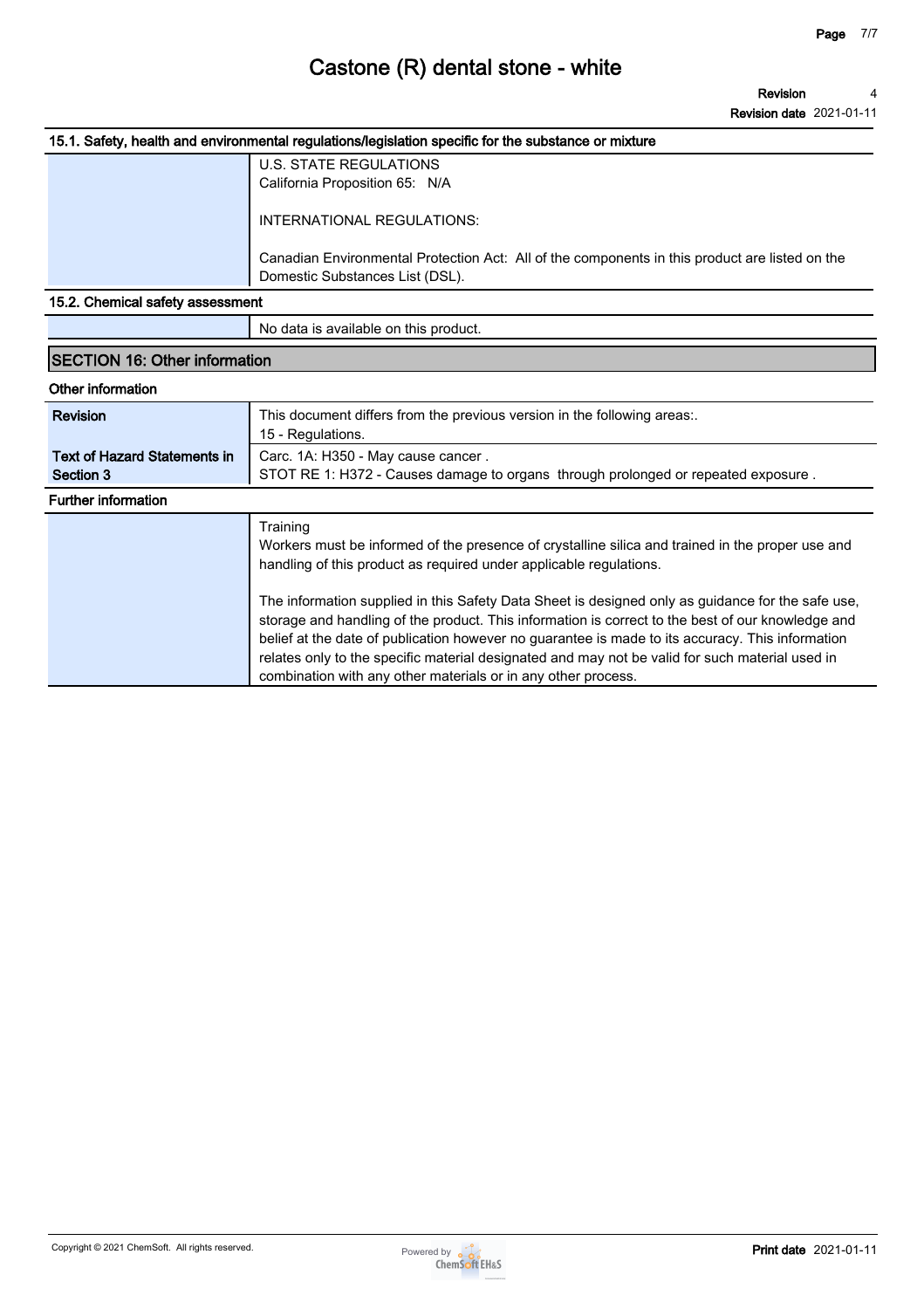# Castone (R) dental stone - white

**Revision** 4
**Revision date** 2021-01-11

### 15.1. Safety, health and environmental regulations/legislation specific for the substance or mixture

| | |
|---|---|
| | U.S. STATE REGULATIONS<br>California Proposition 65: N/A<br><br>INTERNATIONAL REGULATIONS:<br><br>Canadian Environmental Protection Act: All of the components in this product are listed on the Domestic Substances List (DSL). |

### 15.2. Chemical safety assessment

| | |
|---|---|
| | No data is available on this product. |

## SECTION 16: Other information

### Other information

| | |
|---|---|
| **Revision** | This document differs from the previous version in the following areas:.<br>15 - Regulations. |
| **Text of Hazard Statements in Section 3** | Carc. 1A: H350 - May cause cancer .<br>STOT RE 1: H372 - Causes damage to organs through prolonged or repeated exposure . |

### Further information

| | |
|---|---|
| | Training<br>Workers must be informed of the presence of crystalline silica and trained in the proper use and handling of this product as required under applicable regulations.<br><br>The information supplied in this Safety Data Sheet is designed only as guidance for the safe use, storage and handling of the product. This information is correct to the best of our knowledge and belief at the date of publication however no guarantee is made to its accuracy. This information relates only to the specific material designated and may not be valid for such material used in combination with any other materials or in any other process. |